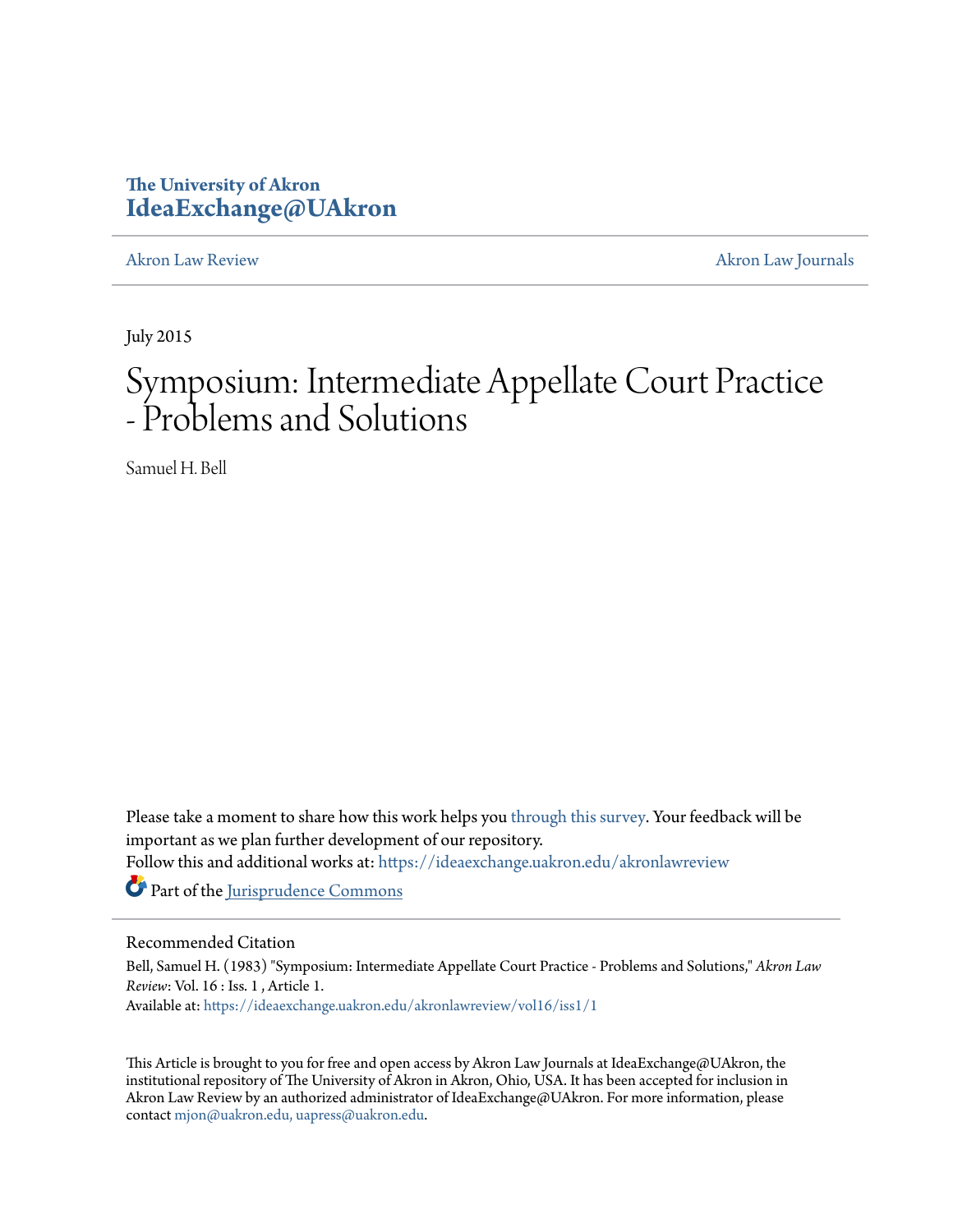The University of Akron
**IdeaExchange@UAkron**

Akron Law Review | Akron Law Journals

July 2015

# Symposium: Intermediate Appellate Court Practice - Problems and Solutions

Samuel H. Bell

Please take a moment to share how this work helps you through this survey. Your feedback will be important as we plan further development of our repository.
Follow this and additional works at: https://ideaexchange.uakron.edu/akronlawreview

Part of the Jurisprudence Commons

## Recommended Citation

Bell, Samuel H. (1983) "Symposium: Intermediate Appellate Court Practice - Problems and Solutions," *Akron Law Review*: Vol. 16 : Iss. 1 , Article 1.
Available at: https://ideaexchange.uakron.edu/akronlawreview/vol16/iss1/1

This Article is brought to you for free and open access by Akron Law Journals at IdeaExchange@UAkron, the institutional repository of The University of Akron in Akron, Ohio, USA. It has been accepted for inclusion in Akron Law Review by an authorized administrator of IdeaExchange@UAkron. For more information, please contact mjon@uakron.edu, uapress@uakron.edu.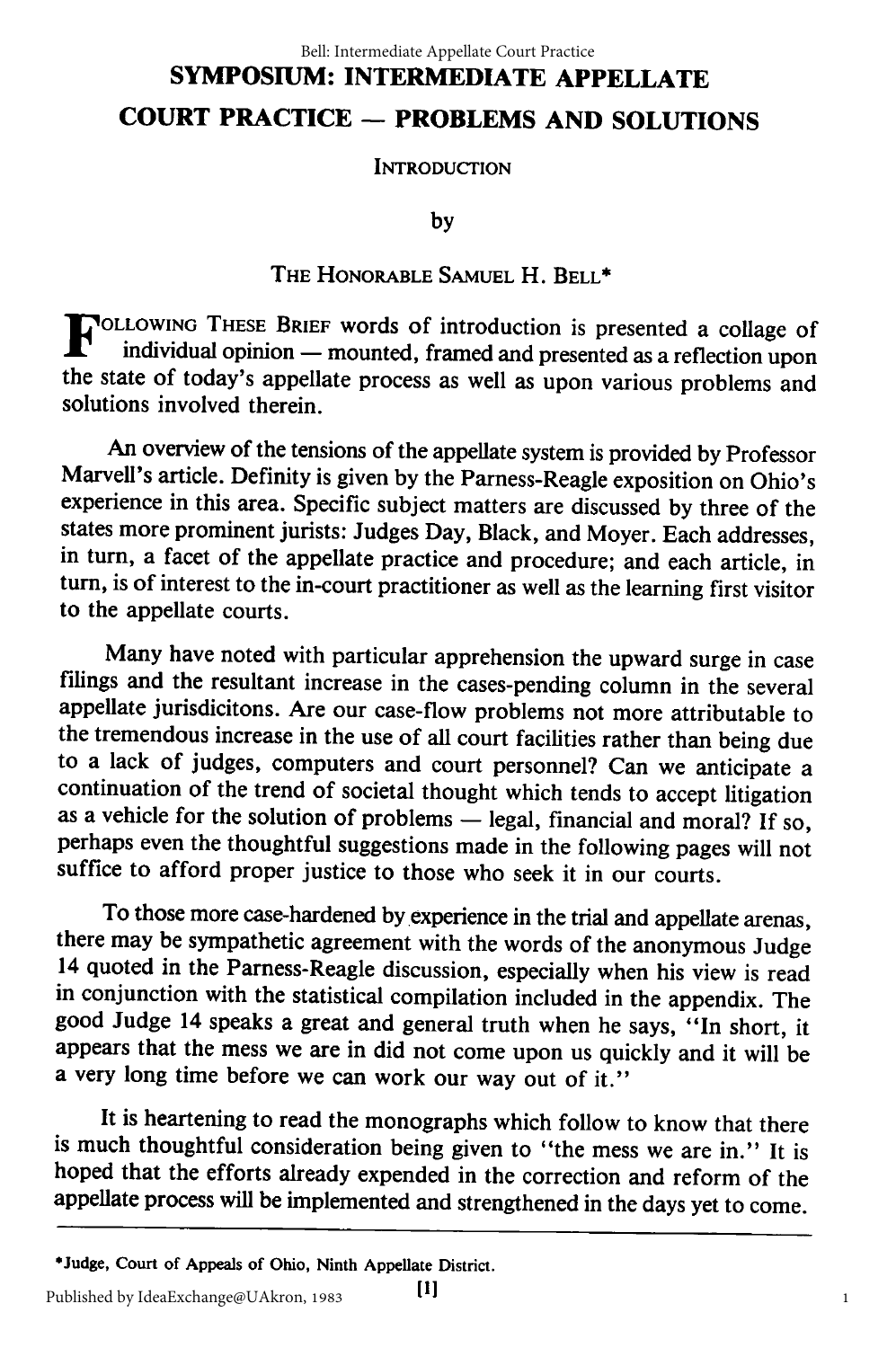# SYMPOSIUM: INTERMEDIATE APPELLATE COURT PRACTICE — PROBLEMS AND SOLUTIONS

## INTRODUCTION

by

THE HONORABLE SAMUEL H. BELL*

FOLLOWING THESE BRIEF words of introduction is presented a collage of individual opinion — mounted, framed and presented as a reflection upon the state of today's appellate process as well as upon various problems and solutions involved therein.

An overview of the tensions of the appellate system is provided by Professor Marvell's article. Definity is given by the Parness-Reagle exposition on Ohio's experience in this area. Specific subject matters are discussed by three of the states more prominent jurists: Judges Day, Black, and Moyer. Each addresses, in turn, a facet of the appellate practice and procedure; and each article, in turn, is of interest to the in-court practitioner as well as the learning first visitor to the appellate courts.

Many have noted with particular apprehension the upward surge in case filings and the resultant increase in the cases-pending column in the several appellate jurisdicitons. Are our case-flow problems not more attributable to the tremendous increase in the use of all court facilities rather than being due to a lack of judges, computers and court personnel? Can we anticipate a continuation of the trend of societal thought which tends to accept litigation as a vehicle for the solution of problems — legal, financial and moral? If so, perhaps even the thoughtful suggestions made in the following pages will not suffice to afford proper justice to those who seek it in our courts.

To those more case-hardened by experience in the trial and appellate arenas, there may be sympathetic agreement with the words of the anonymous Judge 14 quoted in the Parness-Reagle discussion, especially when his view is read in conjunction with the statistical compilation included in the appendix. The good Judge 14 speaks a great and general truth when he says, "In short, it appears that the mess we are in did not come upon us quickly and it will be a very long time before we can work our way out of it."

It is heartening to read the monographs which follow to know that there is much thoughtful consideration being given to "the mess we are in." It is hoped that the efforts already expended in the correction and reform of the appellate process will be implemented and strengthened in the days yet to come.

---

*Judge, Court of Appeals of Ohio, Ninth Appellate District.